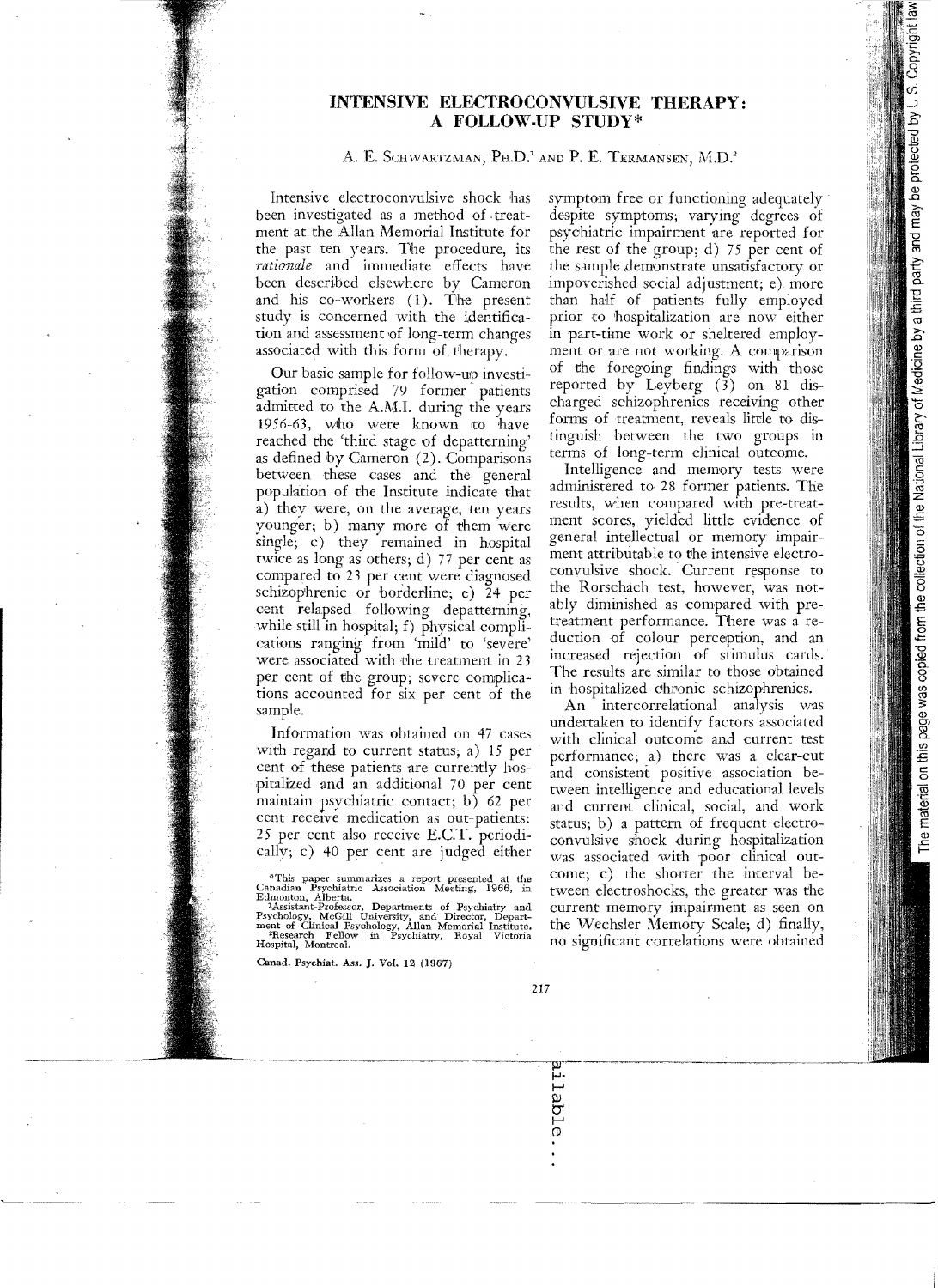# INTENSIVE ELECTROCONVULSIVE THERAPY: A FOLLOW-UP STUDY*

A. E. SCHWARTZMAN, PH.D.[1] AND P. E. TERMANSEN, M.D.[2]

Intensive electroconvulsive shock has been investigated as a method of treatment at the Allan Memorial Institute for the past ten years. The procedure, its *rationale* and immediate effects have been described elsewhere by Cameron and his co-workers (1). The present study is concerned with the identification and assessment of long-term changes associated with this form of therapy.

Our basic sample for follow-up investigation comprised 79 former patients admitted to the A.M.I. during the years 1956-63, who were known to have reached the 'third stage of depatterning' as defined by Cameron (2). Comparisons between these cases and the general population of the Institute indicate that a) they were, on the average, ten years younger; b) many more of them were single; c) they remained in hospital twice as long as others; d) 77 per cent as compared to 23 per cent were diagnosed schizophrenic or borderline; e) 24 per cent relapsed following depatterning, while still in hospital; f) physical complications ranging from 'mild' to 'severe' were associated with the treatment in 23 per cent of the group; severe complications accounted for six per cent of the sample.

Information was obtained on 47 cases with regard to current status; a) 15 per cent of these patients are currently hospitalized and an additional 70 per cent maintain psychiatric contact; b) 62 per cent receive medication as out-patients: 25 per cent also receive E.C.T. periodically; c) 40 per cent are judged either symptom free or functioning adequately despite symptoms; varying degrees of psychiatric impairment are reported for the rest of the group; d) 75 per cent of the sample demonstrate unsatisfactory or impoverished social adjustment; e) more than half of patients fully employed prior to hospitalization are now either in part-time work or sheltered employment or are not working. A comparison of the foregoing findings with those reported by Leyberg (3) on 81 discharged schizophrenics receiving other forms of treatment, reveals little to distinguish between the two groups in terms of long-term clinical outcome.

Intelligence and memory tests were administered to 28 former patients. The results, when compared with pre-treatment scores, yielded little evidence of general intellectual or memory impairment attributable to the intensive electroconvulsive shock. Current response to the Rorschach test, however, was notably diminished as compared with pre-treatment performance. There was a reduction of colour perception, and an increased rejection of stimulus cards. The results are similar to those obtained in hospitalized chronic schizophrenics.

An intercorrelational analysis was undertaken to identify factors associated with clinical outcome and current test performance; a) there was a clear-cut and consistent positive association between intelligence and educational levels and current clinical, social, and work status; b) a pattern of frequent electroconvulsive shock during hospitalization was associated with poor clinical outcome; c) the shorter the interval between electroshocks, the greater was the current memory impairment as seen on the Wechsler Memory Scale; d) finally, no significant correlations were obtained

---

*This paper summarizes a report presented at the Canadian Psychiatric Association Meeting, 1966, in Edmonton, Alberta.

[1]Assistant-Professor, Departments of Psychiatry and Psychology, McGill University, and Director, Department of Clinical Psychology, Allan Memorial Institute.

[2]Research Fellow in Psychiatry, Royal Victoria Hospital, Montreal.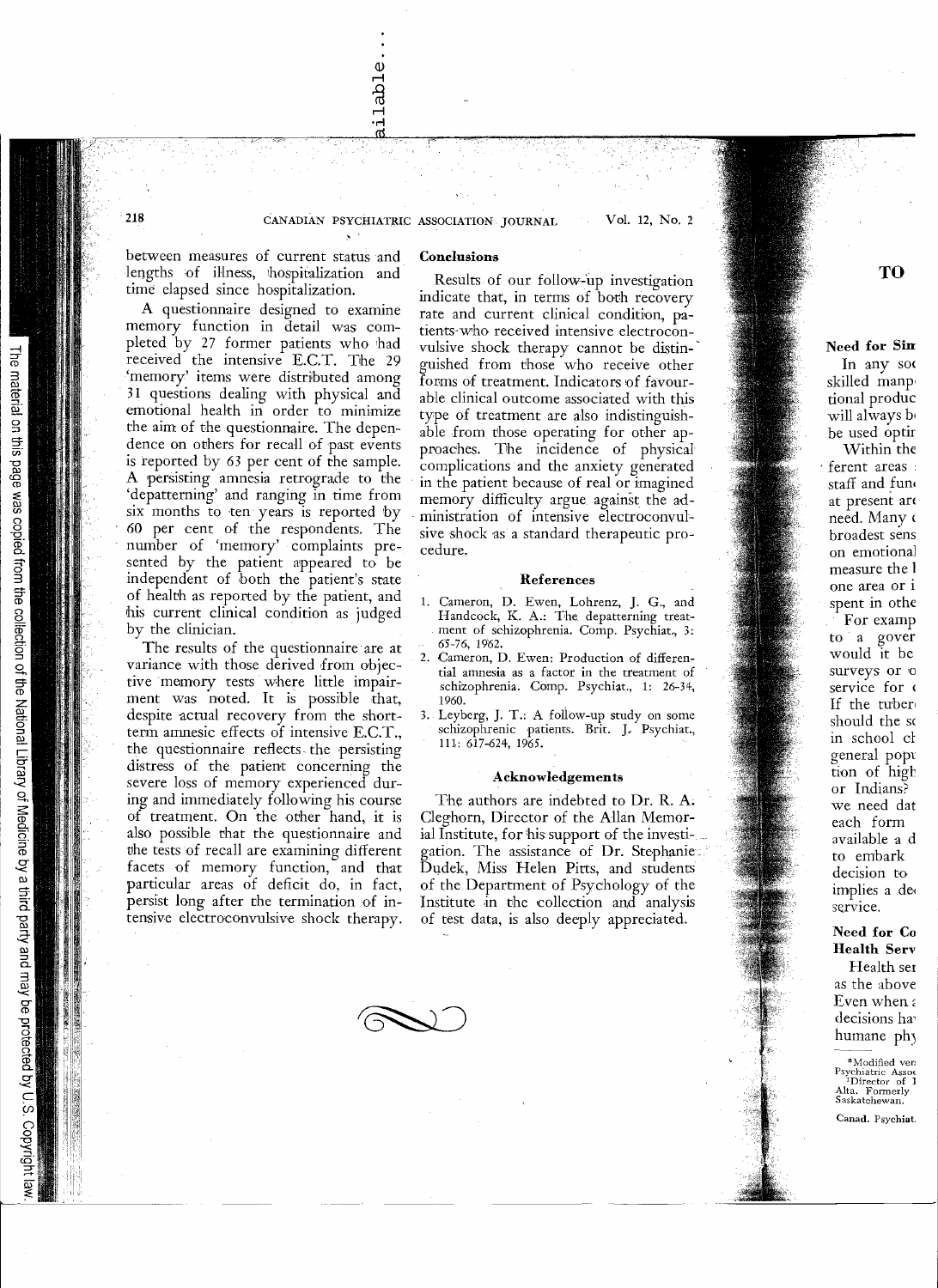between measures of current status and lengths of illness, hospitalization and time elapsed since hospitalization.

A questionnaire designed to examine memory function in detail was completed by 27 former patients who had received the intensive E.C.T. The 29 'memory' items were distributed among 31 questions dealing with physical and emotional health in order to minimize the aim of the questionnaire. The dependence on others for recall of past events is reported by 63 per cent of the sample. A persisting amnesia retrograde to the 'depatterning' and ranging in time from six months to ten years is reported by 60 per cent of the respondents. The number of 'memory' complaints presented by the patient appeared to be independent of both the patient's state of health as reported by the patient, and his current clinical condition as judged by the clinician.

The results of the questionnaire are at variance with those derived from objective memory tests where little impairment was noted. It is possible that, despite actual recovery from the short-term amnesic effects of intensive E.C.T., the questionnaire reflects the persisting distress of the patient concerning the severe loss of memory experienced during and immediately following his course of treatment. On the other hand, it is also possible that the questionnaire and the tests of recall are examining different facets of memory function, and that particular areas of deficit do, in fact, persist long after the termination of intensive electroconvulsive shock therapy.

## Conclusions

Results of our follow-up investigation indicate that, in terms of both recovery rate and current clinical condition, patients who received intensive electroconvulsive shock therapy cannot be distinguished from those who receive other forms of treatment. Indicators of favourable clinical outcome associated with this type of treatment are also indistinguishable from those operating for other approaches. The incidence of physical complications and the anxiety generated in the patient because of real or imagined memory difficulty argue against the administration of intensive electroconvulsive shock as a standard therapeutic procedure.

## References

1. Cameron, D. Ewen, Lohrenz, J. G., and Handcock, K. A.: The depatterning treatment of schizophrenia. Comp. Psychiat., 3: 65-76, 1962.
2. Cameron, D. Ewen: Production of differential amnesia as a factor in the treatment of schizophrenia. Comp. Psychiat., 1: 26-34, 1960.
3. Leyberg, J. T.: A follow-up study on some schizophrenic patients. Brit. J. Psychiat., 111: 617-624, 1965.

## Acknowledgements

The authors are indebted to Dr. R. A. Cleghorn, Director of the Allan Memorial Institute, for his support of the investigation. The assistance of Dr. Stephanie Dudek, Miss Helen Pitts, and students of the Department of Psychology of the Institute in the collection and analysis of test data, is also deeply appreciated.